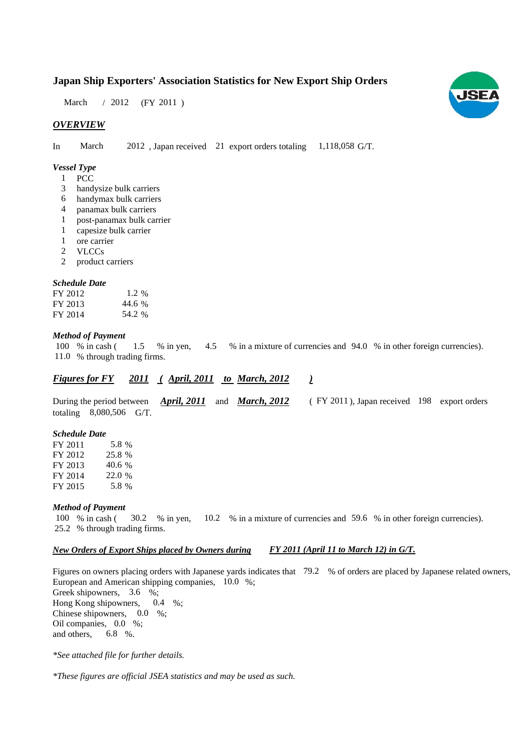# Japan Ship Exporters' Association Statistics for New Export Ship Orders

March / 2012 (FY 2011 )

## *OVERVIEW*

In March 2012 , Japan received 21 export orders totaling 1,118,058 G/T.

### *Vessel Type*

1 PCC
3 handysize bulk carriers
6 handymax bulk carriers
4 panamax bulk carriers
1 post-panamax bulk carrier
1 capesize bulk carrier
1 ore carrier
2 VLCCs
2 product carriers

### *Schedule Date*

| | |
|---|---|
| FY 2012 | 1.2 % |
| FY 2013 | 44.6 % |
| FY 2014 | 54.2 % |

### *Method of Payment*

100 % in cash ( 1.5 % in yen, 4.5 % in a mixture of currencies and 94.0 % in other foreign currencies).
11.0 % through trading firms.

## *Figures for FY 2011 ( April, 2011 to March, 2012 )*

During the period between ***April, 2011*** and ***March, 2012*** ( FY 2011 ), Japan received 198 export orders totaling 8,080,506 G/T.

### *Schedule Date*

| | |
|---|---|
| FY 2011 | 5.8 % |
| FY 2012 | 25.8 % |
| FY 2013 | 40.6 % |
| FY 2014 | 22.0 % |
| FY 2015 | 5.8 % |

### *Method of Payment*

100 % in cash ( 30.2 % in yen, 10.2 % in a mixture of currencies and 59.6 % in other foreign currencies).
25.2 % through trading firms.

### *New Orders of Export Ships placed by Owners during FY 2011 (April 11 to March 12) in G/T.*

Figures on owners placing orders with Japanese yards indicates that 79.2 % of orders are placed by Japanese related owners,
European and American shipping companies, 10.0 %;
Greek shipowners, 3.6 %;
Hong Kong shipowners, 0.4 %;
Chinese shipowners, 0.0 %;
Oil companies, 0.0 %;
and others, 6.8 %.

*\*See attached file for further details.*

*\*These figures are official JSEA statistics and may be used as such.*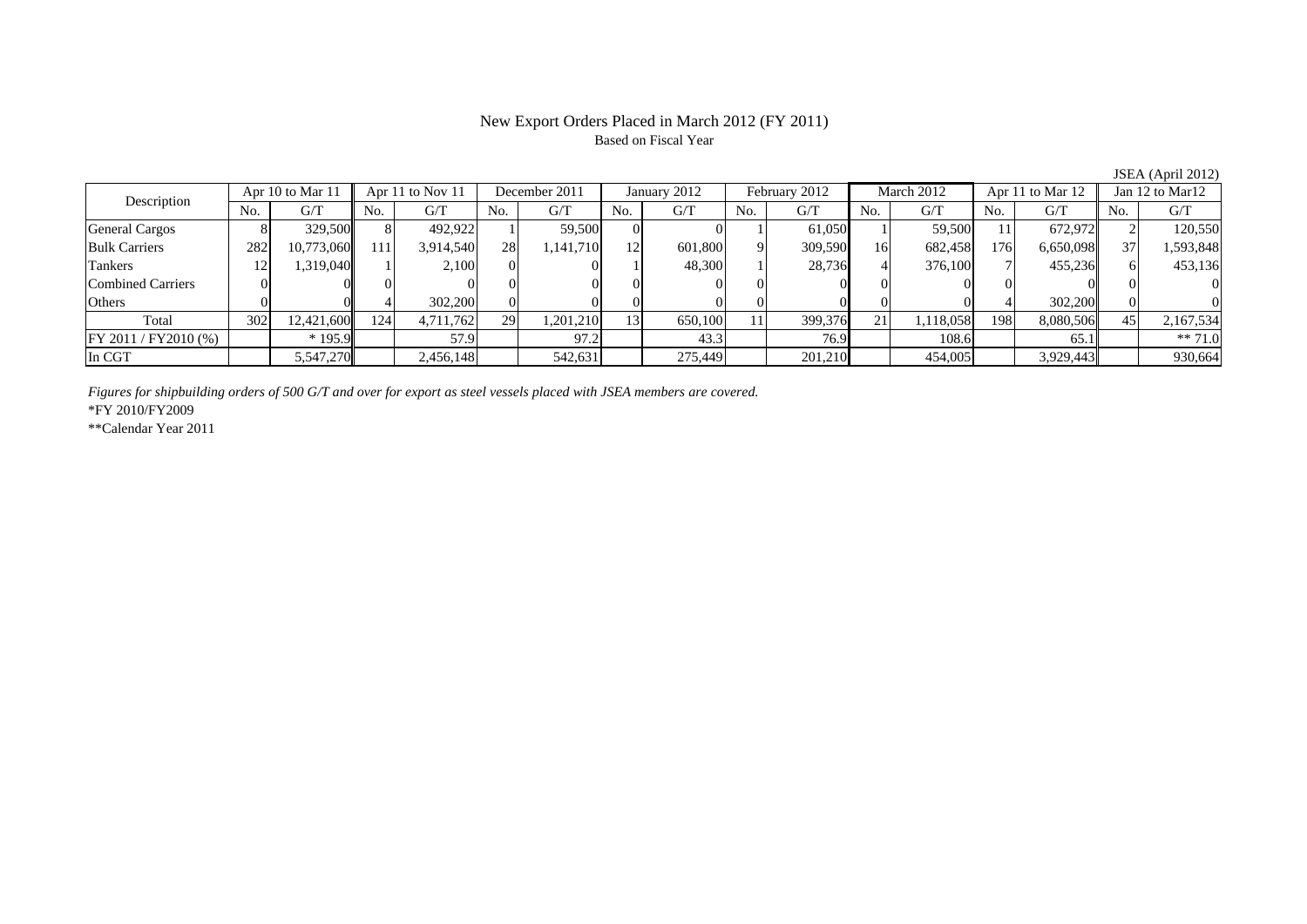# New Export Orders Placed in March 2012 (FY 2011)

Based on Fiscal Year

JSEA (April 2012)

| Description | Apr 10 to Mar 11 | | Apr 11 to Nov 11 | | December 2011 | | January 2012 | | February 2012 | | March 2012 | | Apr 11 to Mar 12 | | Jan 12 to Mar12 | |
|---|---|---|---|---|---|---|---|---|---|---|---|---|---|---|---|---|
| | No. | G/T | No. | G/T | No. | G/T | No. | G/T | No. | G/T | No. | G/T | No. | G/T | No. | G/T |
| General Cargos | 8 | 329,500 | 8 | 492,922 | 1 | 59,500 | 0 | 0 | 1 | 61,050 | 1 | 59,500 | 11 | 672,972 | 2 | 120,550 |
| Bulk Carriers | 282 | 10,773,060 | 111 | 3,914,540 | 28 | 1,141,710 | 12 | 601,800 | 9 | 309,590 | 16 | 682,458 | 176 | 6,650,098 | 37 | 1,593,848 |
| Tankers | 12 | 1,319,040 | 1 | 2,100 | 0 | 0 | 1 | 48,300 | 1 | 28,736 | 4 | 376,100 | 7 | 455,236 | 6 | 453,136 |
| Combined Carriers | 0 | 0 | 0 | 0 | 0 | 0 | 0 | 0 | 0 | 0 | 0 | 0 | 0 | 0 | 0 | 0 |
| Others | 0 | 0 | 4 | 302,200 | 0 | 0 | 0 | 0 | 0 | 0 | 0 | 0 | 4 | 302,200 | 0 | 0 |
| Total | 302 | 12,421,600 | 124 | 4,711,762 | 29 | 1,201,210 | 13 | 650,100 | 11 | 399,376 | 21 | 1,118,058 | 198 | 8,080,506 | 45 | 2,167,534 |
| FY 2011 / FY2010 (%) | | * 195.9 | | 57.9 | | 97.2 | | 43.3 | | 76.9 | | 108.6 | | 65.1 | | ** 71.0 |
| In CGT | | 5,547,270 | | 2,456,148 | | 542,631 | | 275,449 | | 201,210 | | 454,005 | | 3,929,443 | | 930,664 |

*Figures for shipbuilding orders of 500 G/T and over for export as steel vessels placed with JSEA members are covered.*

*FY 2010/FY2009

**Calendar Year 2011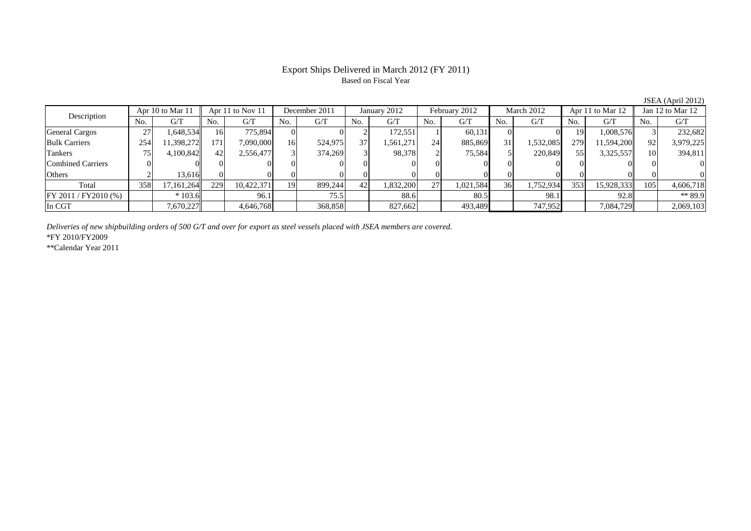# Export Ships Delivered in March 2012 (FY 2011)

Based on Fiscal Year

JSEA (April 2012)

| Description | Apr 10 to Mar 11 | | Apr 11 to Nov 11 | | December 2011 | | January 2012 | | February 2012 | | March 2012 | | Apr 11 to Mar 12 | | Jan 12 to Mar 12 | |
|---|---|---|---|---|---|---|---|---|---|---|---|---|---|---|---|---|
| | No. | G/T | No. | G/T | No. | G/T | No. | G/T | No. | G/T | No. | G/T | No. | G/T | No. | G/T |
| General Cargos | 27 | 1,648,534 | 16 | 775,894 | 0 | 0 | 2 | 172,551 | 1 | 60,131 | 0 | 0 | 19 | 1,008,576 | 3 | 232,682 |
| Bulk Carriers | 254 | 11,398,272 | 171 | 7,090,000 | 16 | 524,975 | 37 | 1,561,271 | 24 | 885,869 | 31 | 1,532,085 | 279 | 11,594,200 | 92 | 3,979,225 |
| Tankers | 75 | 4,100,842 | 42 | 2,556,477 | 3 | 374,269 | 3 | 98,378 | 2 | 75,584 | 5 | 220,849 | 55 | 3,325,557 | 10 | 394,811 |
| Combined Carriers | 0 | 0 | 0 | 0 | 0 | 0 | 0 | 0 | 0 | 0 | 0 | 0 | 0 | 0 | 0 | 0 |
| Others | 2 | 13,616 | 0 | 0 | 0 | 0 | 0 | 0 | 0 | 0 | 0 | 0 | 0 | 0 | 0 | 0 |
| Total | 358 | 17,161,264 | 229 | 10,422,371 | 19 | 899,244 | 42 | 1,832,200 | 27 | 1,021,584 | 36 | 1,752,934 | 353 | 15,928,333 | 105 | 4,606,718 |
| FY 2011 / FY2010 (%) | | * 103.6 | | 96.1 | | 75.5 | | 88.6 | | 80.5 | | 98.1 | | 92.8 | | ** 89.9 |
| In CGT | | 7,670,227 | | 4,646,768 | | 368,858 | | 827,662 | | 493,489 | | 747,952 | | 7,084,729 | | 2,069,103 |

*Deliveries of new shipbuilding orders of 500 G/T and over for export as steel vessels placed with JSEA members are covered.*

*FY 2010/FY2009

**Calendar Year 2011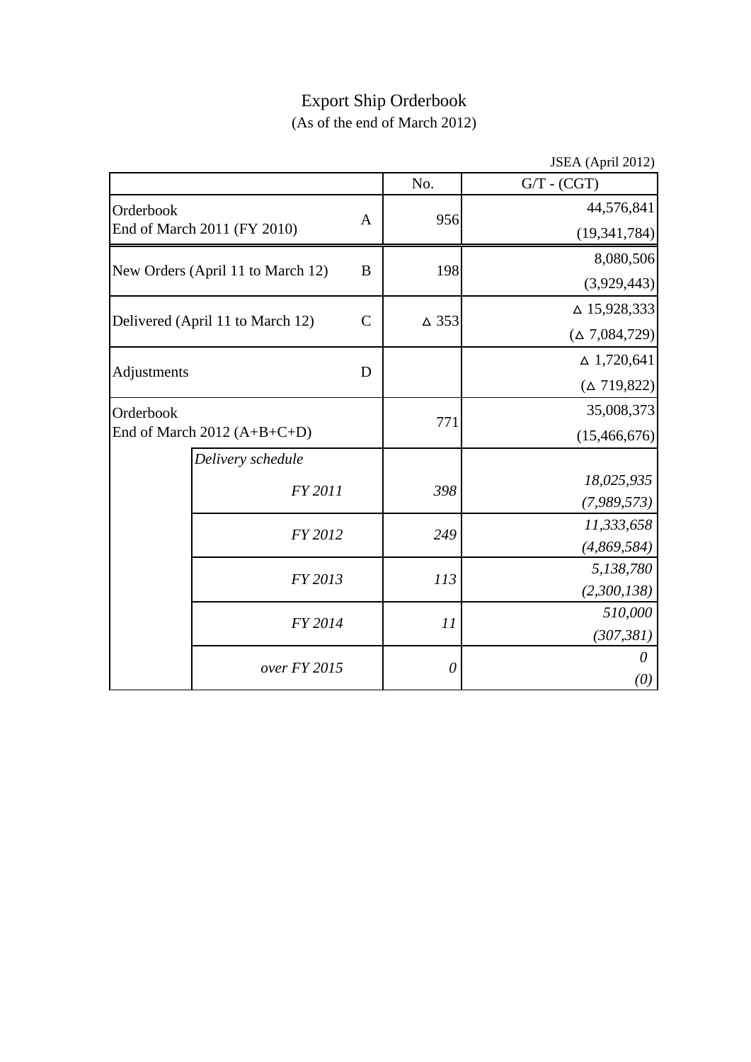# Export Ship Orderbook

(As of the end of March 2012)

JSEA (April 2012)

| | | | No. | G/T - (CGT) |
|---|---|---|---|---|
| Orderbook<br>End of March 2011 (FY 2010) | | A | 956 | 44,576,841<br>(19,341,784) |
| New Orders (April 11 to March 12) | | B | 198 | 8,080,506<br>(3,929,443) |
| Delivered (April 11 to March 12) | | C | △ 353 | △ 15,928,333<br>(△ 7,084,729) |
| Adjustments | | D | | △ 1,720,641<br>(△ 719,822) |
| Orderbook<br>End of March 2012 (A+B+C+D) | | | 771 | 35,008,373<br>(15,466,676) |
| | *Delivery schedule* | | | |
| | *FY 2011* | | *398* | *18,025,935*<br>*(7,989,573)* |
| | *FY 2012* | | *249* | *11,333,658*<br>*(4,869,584)* |
| | *FY 2013* | | *113* | *5,138,780*<br>*(2,300,138)* |
| | *FY 2014* | | *11* | *510,000*<br>*(307,381)* |
| | *over FY 2015* | | *0* | *0*<br>*(0)* |